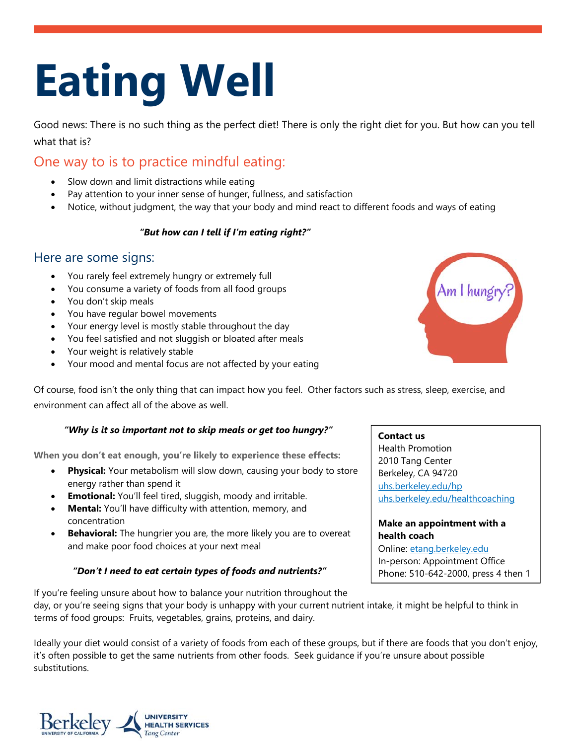# Eating Well

Good news: There is no such thing as the perfect diet! There is only the right diet for you. But how can you tell what that is?

## One way to is to practice mindful eating:

- Slow down and limit distractions while eating
- Pay attention to your inner sense of hunger, fullness, and satisfaction
- Notice, without judgment, the way that your body and mind react to different foods and ways of eating

***"But how can I tell if I'm eating right?"***

## Here are some signs:

- You rarely feel extremely hungry or extremely full
- You consume a variety of foods from all food groups
- You don't skip meals
- You have regular bowel movements
- Your energy level is mostly stable throughout the day
- You feel satisfied and not sluggish or bloated after meals
- Your weight is relatively stable
- Your mood and mental focus are not affected by your eating

Of course, food isn't the only thing that can impact how you feel. Other factors such as stress, sleep, exercise, and environment can affect all of the above as well.

***"Why is it so important not to skip meals or get too hungry?"***

**When you don't eat enough, you're likely to experience these effects:**

- **Physical:** Your metabolism will slow down, causing your body to store energy rather than spend it
- **Emotional:** You'll feel tired, sluggish, moody and irritable.
- **Mental:** You'll have difficulty with attention, memory, and concentration
- **Behavioral:** The hungrier you are, the more likely you are to overeat and make poor food choices at your next meal

***"Don't I need to eat certain types of foods and nutrients?"***

If you're feeling unsure about how to balance your nutrition throughout the day, or you're seeing signs that your body is unhappy with your current nutrient intake, it might be helpful to think in terms of food groups: Fruits, vegetables, grains, proteins, and dairy.

Ideally your diet would consist of a variety of foods from each of these groups, but if there are foods that you don't enjoy, it's often possible to get the same nutrients from other foods. Seek guidance if you're unsure about possible substitutions.

**Contact us**
Health Promotion
2010 Tang Center
Berkeley, CA 94720
uhs.berkeley.edu/hp
uhs.berkeley.edu/healthcoaching

**Make an appointment with a health coach**
Online: etang.berkeley.edu
In-person: Appointment Office
Phone: 510-642-2000, press 4 then 1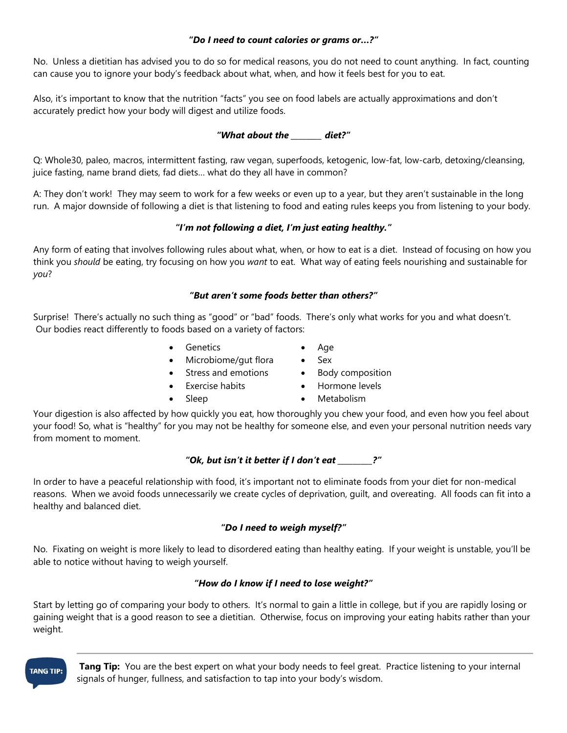### *"Do I need to count calories or grams or…?"*

No. Unless a dietitian has advised you to do so for medical reasons, you do not need to count anything. In fact, counting can cause you to ignore your body's feedback about what, when, and how it feels best for you to eat.

Also, it's important to know that the nutrition "facts" you see on food labels are actually approximations and don't accurately predict how your body will digest and utilize foods.

### *"What about the ________ diet?"*

Q: Whole30, paleo, macros, intermittent fasting, raw vegan, superfoods, ketogenic, low-fat, low-carb, detoxing/cleansing, juice fasting, name brand diets, fad diets… what do they all have in common?

A: They don't work! They may seem to work for a few weeks or even up to a year, but they aren't sustainable in the long run. A major downside of following a diet is that listening to food and eating rules keeps you from listening to your body.

### *"I'm not following a diet, I'm just eating healthy."*

Any form of eating that involves following rules about what, when, or how to eat is a diet. Instead of focusing on how you think you *should* be eating, try focusing on how you *want* to eat. What way of eating feels nourishing and sustainable for *you*?

### *"But aren't some foods better than others?"*

Surprise! There's actually no such thing as "good" or "bad" foods. There's only what works for you and what doesn't. Our bodies react differently to foods based on a variety of factors:

- Genetics
- Microbiome/gut flora
- Stress and emotions
- Exercise habits
- Sleep
- Age
- Sex
- Body composition
- Hormone levels
- Metabolism

Your digestion is also affected by how quickly you eat, how thoroughly you chew your food, and even how you feel about your food! So, what is "healthy" for you may not be healthy for someone else, and even your personal nutrition needs vary from moment to moment.

### *"Ok, but isn't it better if I don't eat _________?"*

In order to have a peaceful relationship with food, it's important not to eliminate foods from your diet for non-medical reasons. When we avoid foods unnecessarily we create cycles of deprivation, guilt, and overeating. All foods can fit into a healthy and balanced diet.

### *"Do I need to weigh myself?"*

No. Fixating on weight is more likely to lead to disordered eating than healthy eating. If your weight is unstable, you'll be able to notice without having to weigh yourself.

### *"How do I know if I need to lose weight?"*

Start by letting go of comparing your body to others. It's normal to gain a little in college, but if you are rapidly losing or gaining weight that is a good reason to see a dietitian. Otherwise, focus on improving your eating habits rather than your weight.

TANG TIP:

**Tang Tip:** You are the best expert on what your body needs to feel great. Practice listening to your internal signals of hunger, fullness, and satisfaction to tap into your body's wisdom.